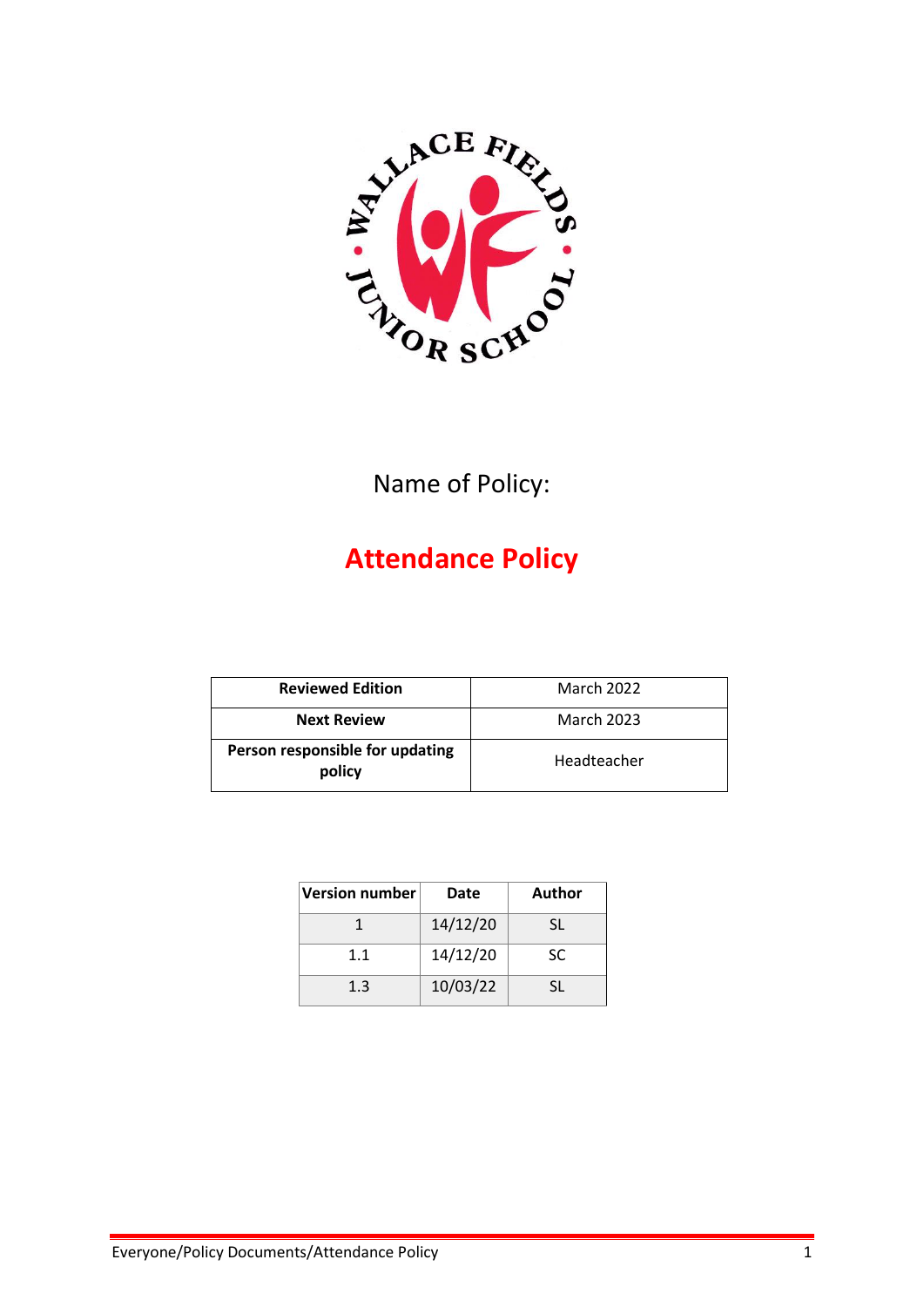Name of Policy:

# Attendance Policy

| Reviewed Edition | March 2022 |
|---|---|
| Next Review | March 2023 |
| Person responsible for updating policy | Headteacher |

| Version number | Date | Author |
|---|---|---|
| 1 | 14/12/20 | SL |
| 1.1 | 14/12/20 | SC |
| 1.3 | 10/03/22 | SL |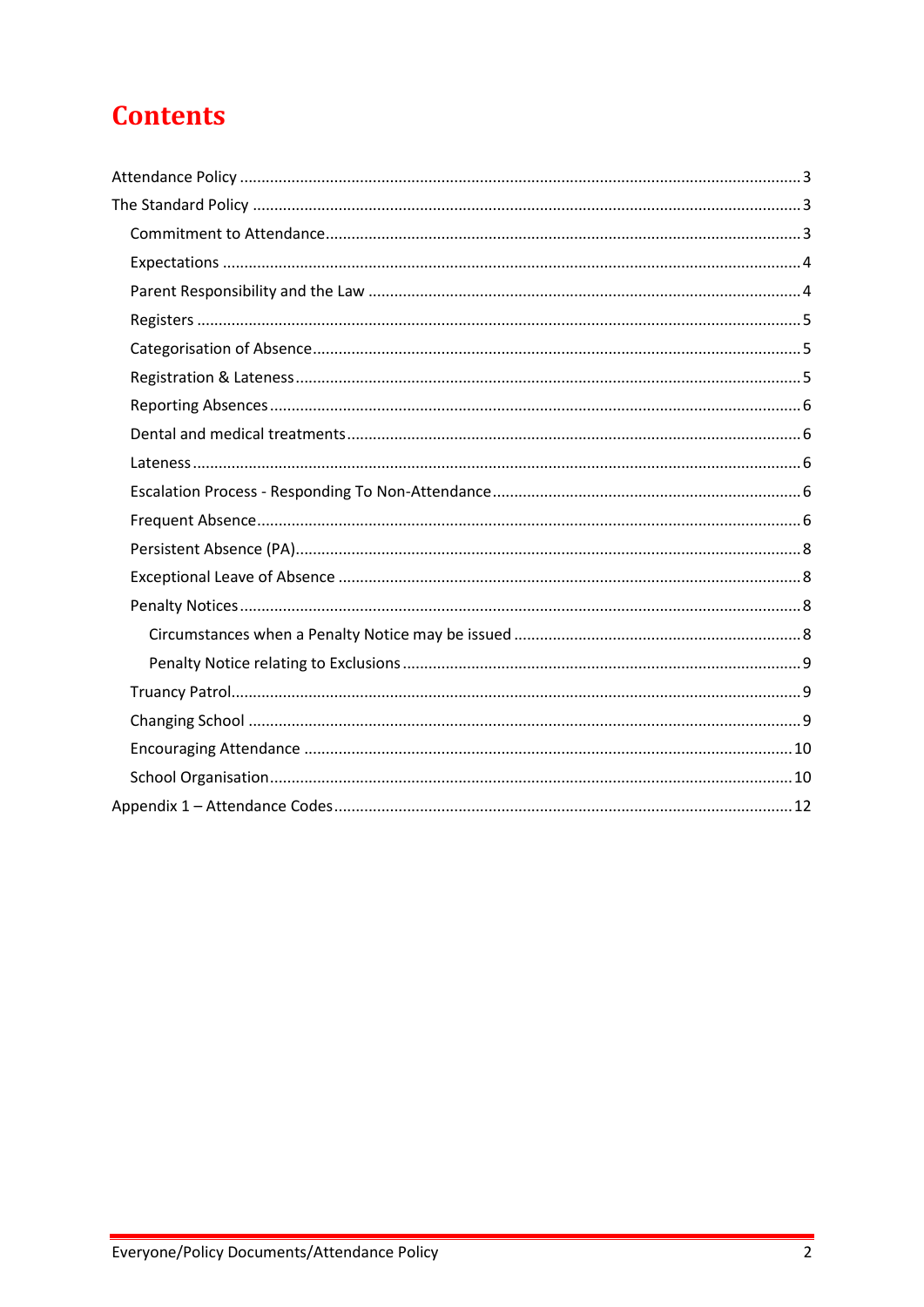# Contents

Attendance Policy ... 3

The Standard Policy ... 3

- Commitment to Attendance ... 3
- Expectations ... 4
- Parent Responsibility and the Law ... 4
- Registers ... 5
- Categorisation of Absence ... 5
- Registration & Lateness ... 5
- Reporting Absences ... 6
- Dental and medical treatments ... 6
- Lateness ... 6
- Escalation Process - Responding To Non-Attendance ... 6
- Frequent Absence ... 6
- Persistent Absence (PA) ... 8
- Exceptional Leave of Absence ... 8
- Penalty Notices ... 8
  - Circumstances when a Penalty Notice may be issued ... 8
  - Penalty Notice relating to Exclusions ... 9
- Truancy Patrol ... 9
- Changing School ... 9
- Encouraging Attendance ... 10
- School Organisation ... 10

Appendix 1 – Attendance Codes ... 12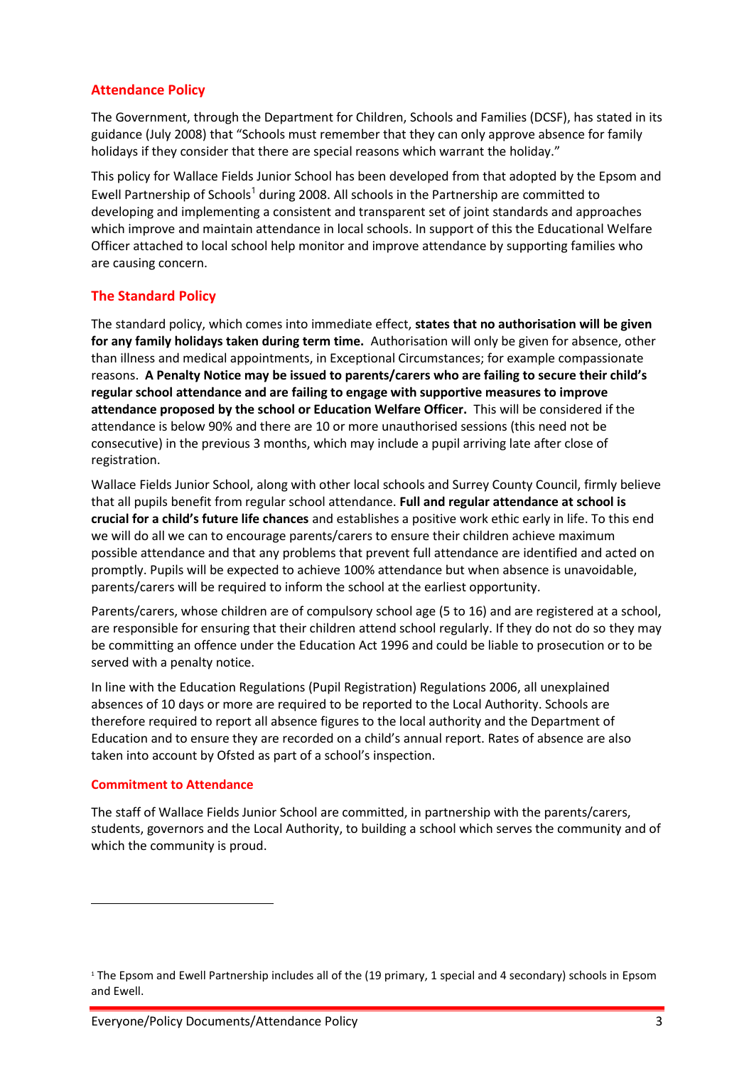## Attendance Policy

The Government, through the Department for Children, Schools and Families (DCSF), has stated in its guidance (July 2008) that "Schools must remember that they can only approve absence for family holidays if they consider that there are special reasons which warrant the holiday."

This policy for Wallace Fields Junior School has been developed from that adopted by the Epsom and Ewell Partnership of Schools[1] during 2008. All schools in the Partnership are committed to developing and implementing a consistent and transparent set of joint standards and approaches which improve and maintain attendance in local schools. In support of this the Educational Welfare Officer attached to local school help monitor and improve attendance by supporting families who are causing concern.

## The Standard Policy

The standard policy, which comes into immediate effect, **states that no authorisation will be given for any family holidays taken during term time.** Authorisation will only be given for absence, other than illness and medical appointments, in Exceptional Circumstances; for example compassionate reasons. **A Penalty Notice may be issued to parents/carers who are failing to secure their child's regular school attendance and are failing to engage with supportive measures to improve attendance proposed by the school or Education Welfare Officer.** This will be considered if the attendance is below 90% and there are 10 or more unauthorised sessions (this need not be consecutive) in the previous 3 months, which may include a pupil arriving late after close of registration.

Wallace Fields Junior School, along with other local schools and Surrey County Council, firmly believe that all pupils benefit from regular school attendance. **Full and regular attendance at school is crucial for a child's future life chances** and establishes a positive work ethic early in life. To this end we will do all we can to encourage parents/carers to ensure their children achieve maximum possible attendance and that any problems that prevent full attendance are identified and acted on promptly. Pupils will be expected to achieve 100% attendance but when absence is unavoidable, parents/carers will be required to inform the school at the earliest opportunity.

Parents/carers, whose children are of compulsory school age (5 to 16) and are registered at a school, are responsible for ensuring that their children attend school regularly. If they do not do so they may be committing an offence under the Education Act 1996 and could be liable to prosecution or to be served with a penalty notice.

In line with the Education Regulations (Pupil Registration) Regulations 2006, all unexplained absences of 10 days or more are required to be reported to the Local Authority. Schools are therefore required to report all absence figures to the local authority and the Department of Education and to ensure they are recorded on a child's annual report. Rates of absence are also taken into account by Ofsted as part of a school's inspection.

### Commitment to Attendance

The staff of Wallace Fields Junior School are committed, in partnership with the parents/carers, students, governors and the Local Authority, to building a school which serves the community and of which the community is proud.

---

[1] The Epsom and Ewell Partnership includes all of the (19 primary, 1 special and 4 secondary) schools in Epsom and Ewell.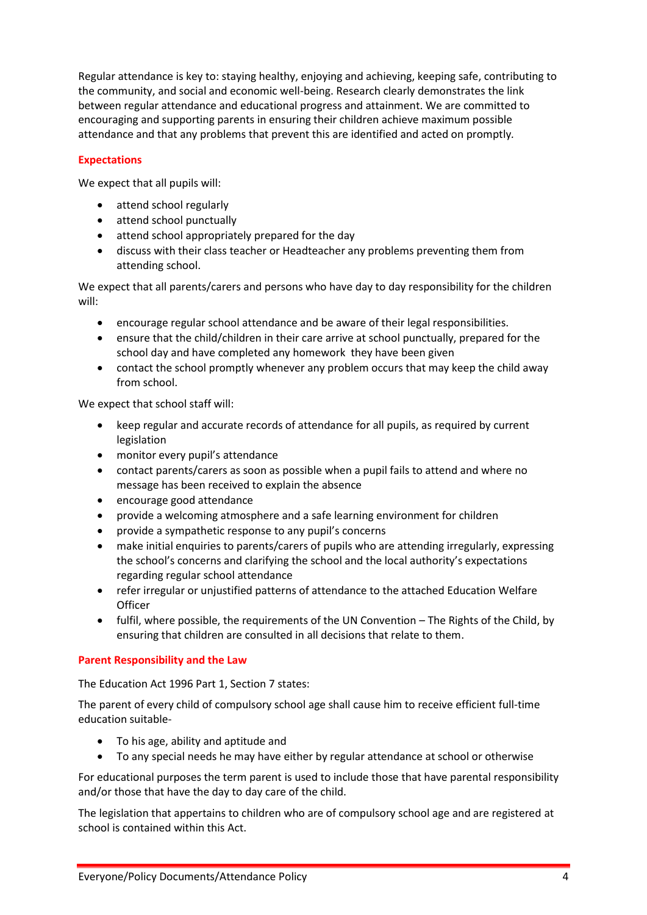Regular attendance is key to: staying healthy, enjoying and achieving, keeping safe, contributing to the community, and social and economic well-being. Research clearly demonstrates the link between regular attendance and educational progress and attainment. We are committed to encouraging and supporting parents in ensuring their children achieve maximum possible attendance and that any problems that prevent this are identified and acted on promptly.

## Expectations

We expect that all pupils will:

- attend school regularly
- attend school punctually
- attend school appropriately prepared for the day
- discuss with their class teacher or Headteacher any problems preventing them from attending school.

We expect that all parents/carers and persons who have day to day responsibility for the children will:

- encourage regular school attendance and be aware of their legal responsibilities.
- ensure that the child/children in their care arrive at school punctually, prepared for the school day and have completed any homework they have been given
- contact the school promptly whenever any problem occurs that may keep the child away from school.

We expect that school staff will:

- keep regular and accurate records of attendance for all pupils, as required by current legislation
- monitor every pupil's attendance
- contact parents/carers as soon as possible when a pupil fails to attend and where no message has been received to explain the absence
- encourage good attendance
- provide a welcoming atmosphere and a safe learning environment for children
- provide a sympathetic response to any pupil's concerns
- make initial enquiries to parents/carers of pupils who are attending irregularly, expressing the school's concerns and clarifying the school and the local authority's expectations regarding regular school attendance
- refer irregular or unjustified patterns of attendance to the attached Education Welfare Officer
- fulfil, where possible, the requirements of the UN Convention – The Rights of the Child, by ensuring that children are consulted in all decisions that relate to them.

## Parent Responsibility and the Law

The Education Act 1996 Part 1, Section 7 states:

The parent of every child of compulsory school age shall cause him to receive efficient full-time education suitable-

- To his age, ability and aptitude and
- To any special needs he may have either by regular attendance at school or otherwise

For educational purposes the term parent is used to include those that have parental responsibility and/or those that have the day to day care of the child.

The legislation that appertains to children who are of compulsory school age and are registered at school is contained within this Act.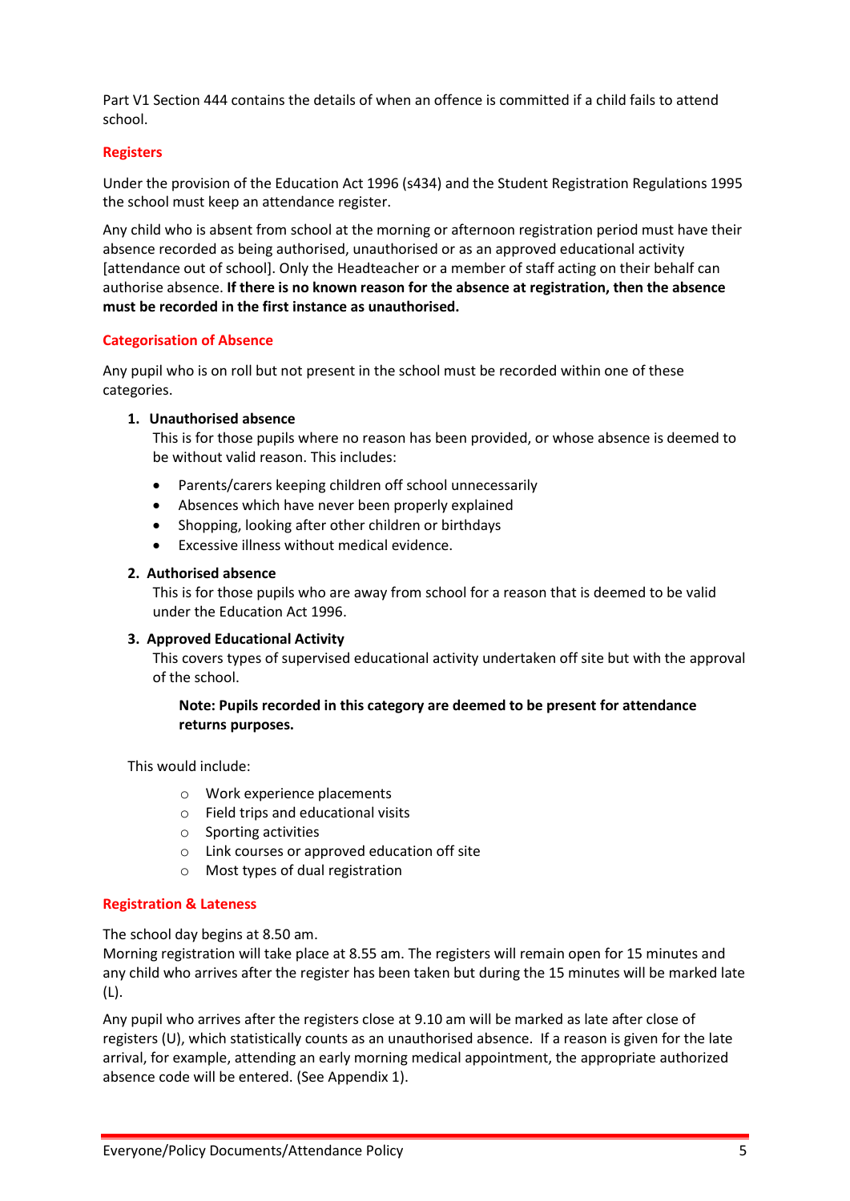Part V1 Section 444 contains the details of when an offence is committed if a child fails to attend school.

## Registers

Under the provision of the Education Act 1996 (s434) and the Student Registration Regulations 1995 the school must keep an attendance register.

Any child who is absent from school at the morning or afternoon registration period must have their absence recorded as being authorised, unauthorised or as an approved educational activity [attendance out of school]. Only the Headteacher or a member of staff acting on their behalf can authorise absence. **If there is no known reason for the absence at registration, then the absence must be recorded in the first instance as unauthorised.**

## Categorisation of Absence

Any pupil who is on roll but not present in the school must be recorded within one of these categories.

1. **Unauthorised absence**
   This is for those pupils where no reason has been provided, or whose absence is deemed to be without valid reason. This includes:
   - Parents/carers keeping children off school unnecessarily
   - Absences which have never been properly explained
   - Shopping, looking after other children or birthdays
   - Excessive illness without medical evidence.

2. **Authorised absence**
   This is for those pupils who are away from school for a reason that is deemed to be valid under the Education Act 1996.

3. **Approved Educational Activity**
   This covers types of supervised educational activity undertaken off site but with the approval of the school.

   **Note: Pupils recorded in this category are deemed to be present for attendance returns purposes.**

This would include:

- Work experience placements
- Field trips and educational visits
- Sporting activities
- Link courses or approved education off site
- Most types of dual registration

## Registration & Lateness

The school day begins at 8.50 am.
Morning registration will take place at 8.55 am. The registers will remain open for 15 minutes and any child who arrives after the register has been taken but during the 15 minutes will be marked late (L).

Any pupil who arrives after the registers close at 9.10 am will be marked as late after close of registers (U), which statistically counts as an unauthorised absence. If a reason is given for the late arrival, for example, attending an early morning medical appointment, the appropriate authorized absence code will be entered. (See Appendix 1).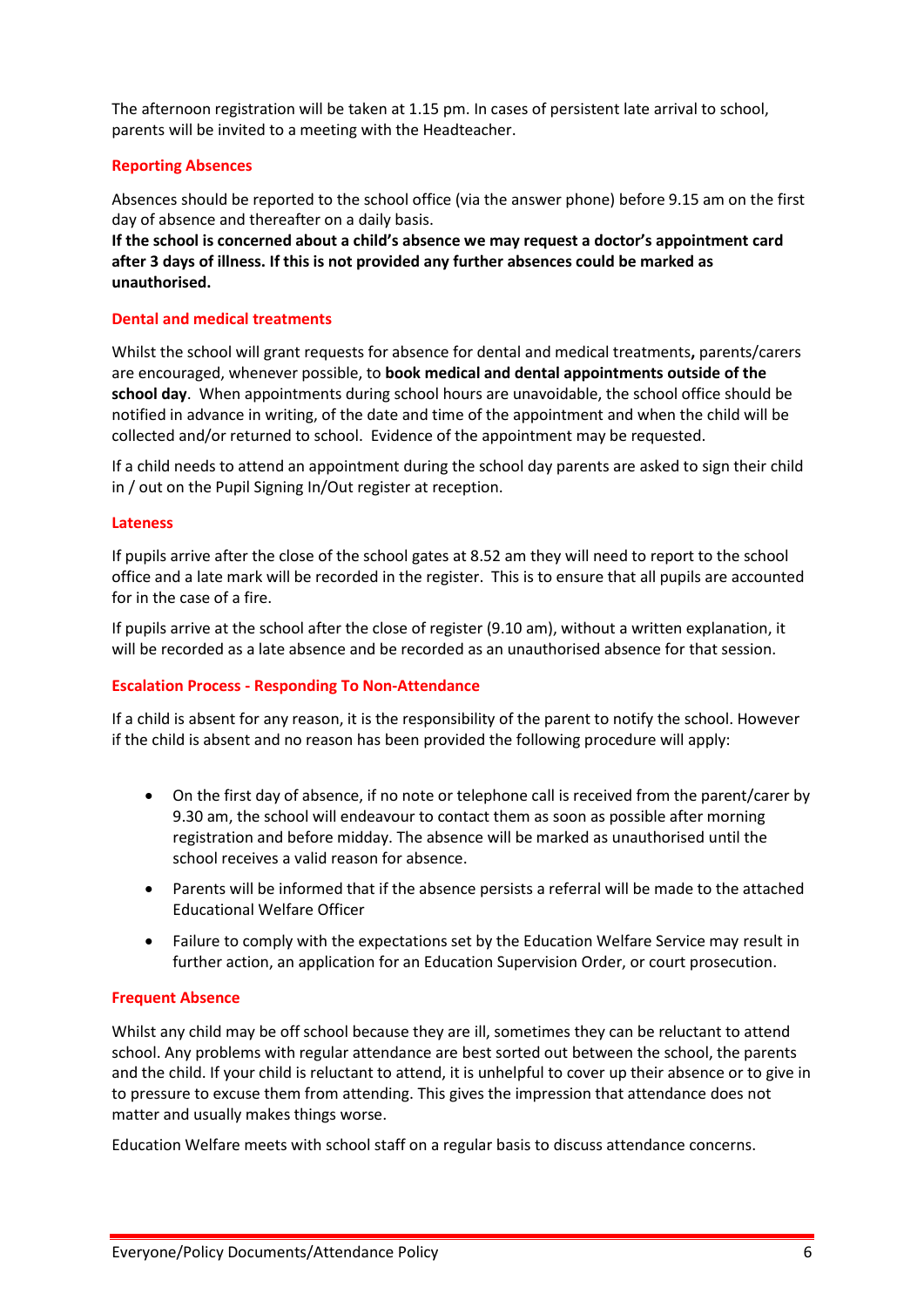The afternoon registration will be taken at 1.15 pm. In cases of persistent late arrival to school, parents will be invited to a meeting with the Headteacher.

### Reporting Absences

Absences should be reported to the school office (via the answer phone) before 9.15 am on the first day of absence and thereafter on a daily basis.
**If the school is concerned about a child's absence we may request a doctor's appointment card after 3 days of illness. If this is not provided any further absences could be marked as unauthorised.**

### Dental and medical treatments

Whilst the school will grant requests for absence for dental and medical treatments**,** parents/carers are encouraged, whenever possible, to **book medical and dental appointments outside of the school day**. When appointments during school hours are unavoidable, the school office should be notified in advance in writing, of the date and time of the appointment and when the child will be collected and/or returned to school. Evidence of the appointment may be requested.

If a child needs to attend an appointment during the school day parents are asked to sign their child in / out on the Pupil Signing In/Out register at reception.

### Lateness

If pupils arrive after the close of the school gates at 8.52 am they will need to report to the school office and a late mark will be recorded in the register. This is to ensure that all pupils are accounted for in the case of a fire.

If pupils arrive at the school after the close of register (9.10 am), without a written explanation, it will be recorded as a late absence and be recorded as an unauthorised absence for that session.

### Escalation Process - Responding To Non-Attendance

If a child is absent for any reason, it is the responsibility of the parent to notify the school. However if the child is absent and no reason has been provided the following procedure will apply:

- On the first day of absence, if no note or telephone call is received from the parent/carer by 9.30 am, the school will endeavour to contact them as soon as possible after morning registration and before midday. The absence will be marked as unauthorised until the school receives a valid reason for absence.
- Parents will be informed that if the absence persists a referral will be made to the attached Educational Welfare Officer
- Failure to comply with the expectations set by the Education Welfare Service may result in further action, an application for an Education Supervision Order, or court prosecution.

### Frequent Absence

Whilst any child may be off school because they are ill, sometimes they can be reluctant to attend school. Any problems with regular attendance are best sorted out between the school, the parents and the child. If your child is reluctant to attend, it is unhelpful to cover up their absence or to give in to pressure to excuse them from attending. This gives the impression that attendance does not matter and usually makes things worse.

Education Welfare meets with school staff on a regular basis to discuss attendance concerns.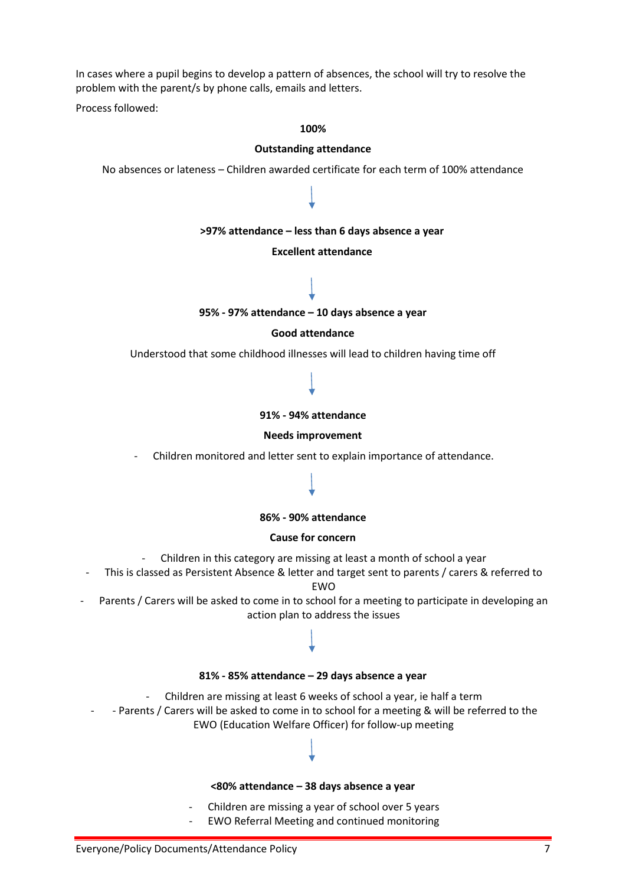In cases where a pupil begins to develop a pattern of absences, the school will try to resolve the problem with the parent/s by phone calls, emails and letters.

Process followed:

**100%**

**Outstanding attendance**

No absences or lateness – Children awarded certificate for each term of 100% attendance

↓

**>97% attendance – less than 6 days absence a year**

**Excellent attendance**

↓

**95% - 97% attendance – 10 days absence a year**

**Good attendance**

Understood that some childhood illnesses will lead to children having time off

↓

**91% - 94% attendance**

**Needs improvement**

- Children monitored and letter sent to explain importance of attendance.

↓

**86% - 90% attendance**

**Cause for concern**

- Children in this category are missing at least a month of school a year
- This is classed as Persistent Absence & letter and target sent to parents / carers & referred to EWO
- Parents / Carers will be asked to come in to school for a meeting to participate in developing an action plan to address the issues

↓

**81% - 85% attendance – 29 days absence a year**

- Children are missing at least 6 weeks of school a year, ie half a term
- - Parents / Carers will be asked to come in to school for a meeting & will be referred to the EWO (Education Welfare Officer) for follow-up meeting

↓

**<80% attendance – 38 days absence a year**

- Children are missing a year of school over 5 years
- EWO Referral Meeting and continued monitoring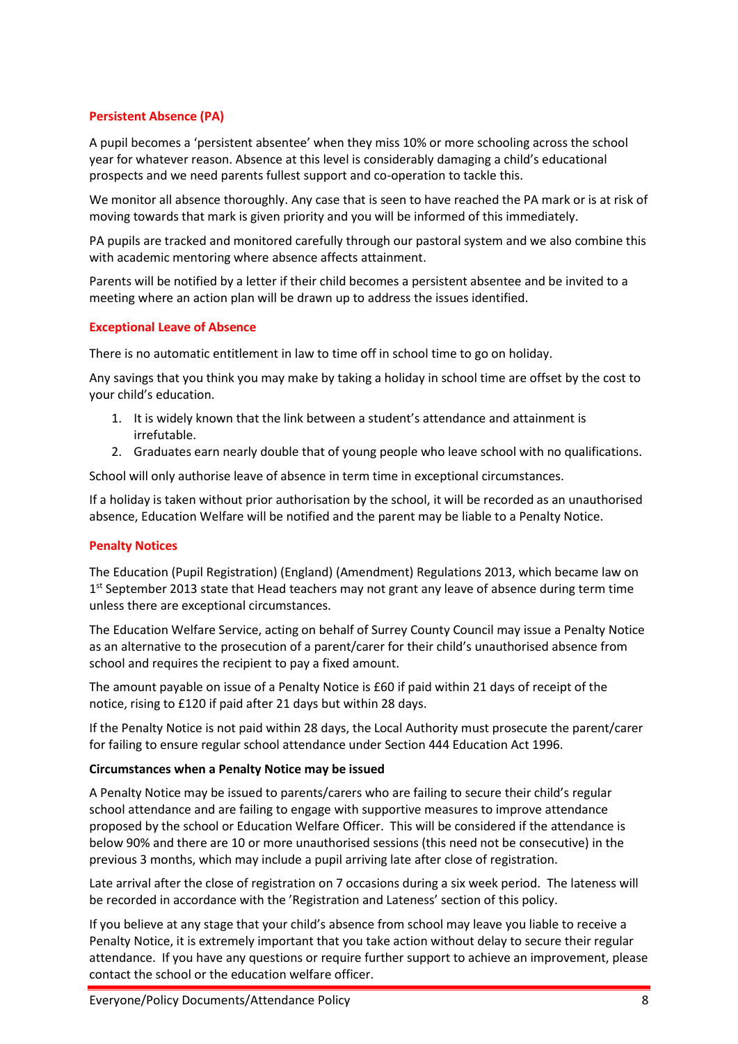## Persistent Absence (PA)

A pupil becomes a 'persistent absentee' when they miss 10% or more schooling across the school year for whatever reason. Absence at this level is considerably damaging a child's educational prospects and we need parents fullest support and co-operation to tackle this.

We monitor all absence thoroughly. Any case that is seen to have reached the PA mark or is at risk of moving towards that mark is given priority and you will be informed of this immediately.

PA pupils are tracked and monitored carefully through our pastoral system and we also combine this with academic mentoring where absence affects attainment.

Parents will be notified by a letter if their child becomes a persistent absentee and be invited to a meeting where an action plan will be drawn up to address the issues identified.

## Exceptional Leave of Absence

There is no automatic entitlement in law to time off in school time to go on holiday.

Any savings that you think you may make by taking a holiday in school time are offset by the cost to your child's education.

1. It is widely known that the link between a student's attendance and attainment is irrefutable.
2. Graduates earn nearly double that of young people who leave school with no qualifications.

School will only authorise leave of absence in term time in exceptional circumstances.

If a holiday is taken without prior authorisation by the school, it will be recorded as an unauthorised absence, Education Welfare will be notified and the parent may be liable to a Penalty Notice.

## Penalty Notices

The Education (Pupil Registration) (England) (Amendment) Regulations 2013, which became law on 1st September 2013 state that Head teachers may not grant any leave of absence during term time unless there are exceptional circumstances.

The Education Welfare Service, acting on behalf of Surrey County Council may issue a Penalty Notice as an alternative to the prosecution of a parent/carer for their child's unauthorised absence from school and requires the recipient to pay a fixed amount.

The amount payable on issue of a Penalty Notice is £60 if paid within 21 days of receipt of the notice, rising to £120 if paid after 21 days but within 28 days.

If the Penalty Notice is not paid within 28 days, the Local Authority must prosecute the parent/carer for failing to ensure regular school attendance under Section 444 Education Act 1996.

**Circumstances when a Penalty Notice may be issued**

A Penalty Notice may be issued to parents/carers who are failing to secure their child's regular school attendance and are failing to engage with supportive measures to improve attendance proposed by the school or Education Welfare Officer. This will be considered if the attendance is below 90% and there are 10 or more unauthorised sessions (this need not be consecutive) in the previous 3 months, which may include a pupil arriving late after close of registration.

Late arrival after the close of registration on 7 occasions during a six week period. The lateness will be recorded in accordance with the 'Registration and Lateness' section of this policy.

If you believe at any stage that your child's absence from school may leave you liable to receive a Penalty Notice, it is extremely important that you take action without delay to secure their regular attendance. If you have any questions or require further support to achieve an improvement, please contact the school or the education welfare officer.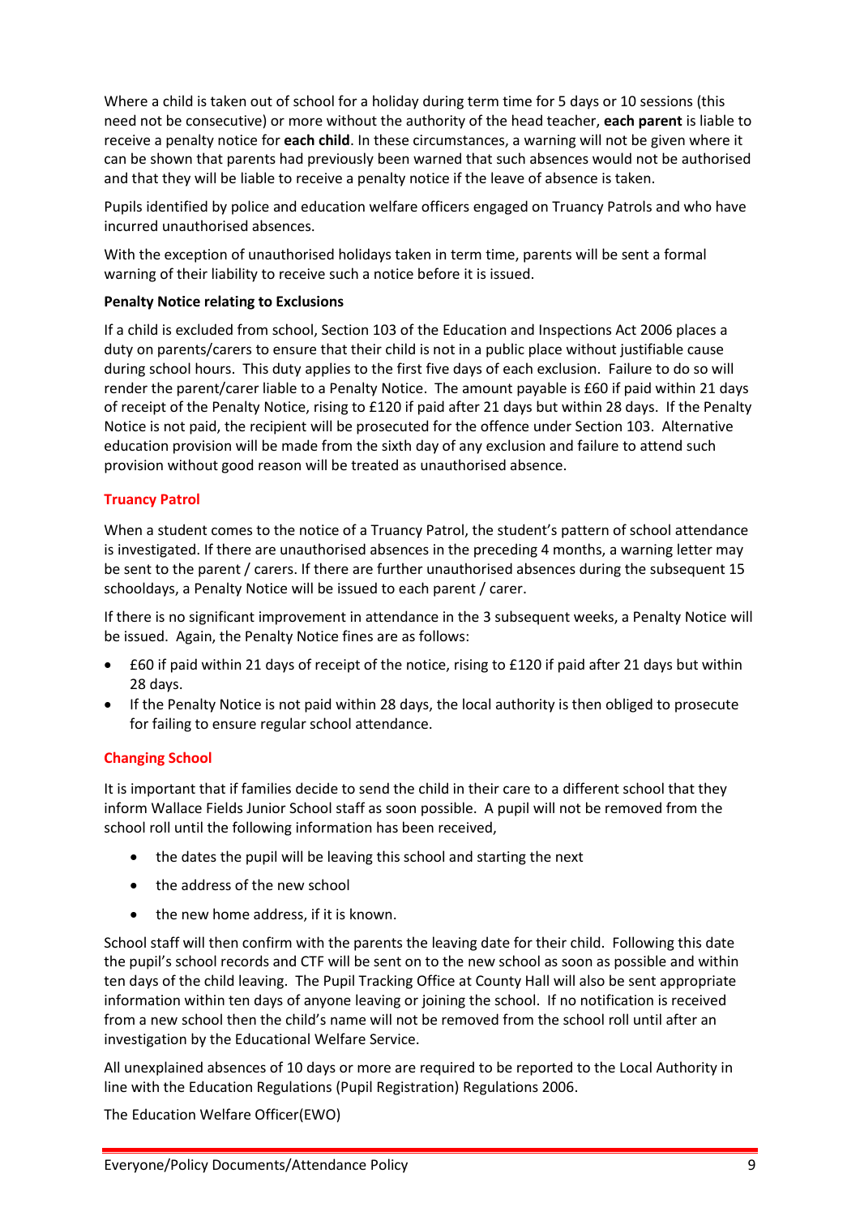Where a child is taken out of school for a holiday during term time for 5 days or 10 sessions (this need not be consecutive) or more without the authority of the head teacher, **each parent** is liable to receive a penalty notice for **each child**. In these circumstances, a warning will not be given where it can be shown that parents had previously been warned that such absences would not be authorised and that they will be liable to receive a penalty notice if the leave of absence is taken.

Pupils identified by police and education welfare officers engaged on Truancy Patrols and who have incurred unauthorised absences.

With the exception of unauthorised holidays taken in term time, parents will be sent a formal warning of their liability to receive such a notice before it is issued.

**Penalty Notice relating to Exclusions**

If a child is excluded from school, Section 103 of the Education and Inspections Act 2006 places a duty on parents/carers to ensure that their child is not in a public place without justifiable cause during school hours. This duty applies to the first five days of each exclusion. Failure to do so will render the parent/carer liable to a Penalty Notice. The amount payable is £60 if paid within 21 days of receipt of the Penalty Notice, rising to £120 if paid after 21 days but within 28 days. If the Penalty Notice is not paid, the recipient will be prosecuted for the offence under Section 103. Alternative education provision will be made from the sixth day of any exclusion and failure to attend such provision without good reason will be treated as unauthorised absence.

## Truancy Patrol

When a student comes to the notice of a Truancy Patrol, the student's pattern of school attendance is investigated. If there are unauthorised absences in the preceding 4 months, a warning letter may be sent to the parent / carers. If there are further unauthorised absences during the subsequent 15 schooldays, a Penalty Notice will be issued to each parent / carer.

If there is no significant improvement in attendance in the 3 subsequent weeks, a Penalty Notice will be issued. Again, the Penalty Notice fines are as follows:

- £60 if paid within 21 days of receipt of the notice, rising to £120 if paid after 21 days but within 28 days.
- If the Penalty Notice is not paid within 28 days, the local authority is then obliged to prosecute for failing to ensure regular school attendance.

## Changing School

It is important that if families decide to send the child in their care to a different school that they inform Wallace Fields Junior School staff as soon possible. A pupil will not be removed from the school roll until the following information has been received,

- the dates the pupil will be leaving this school and starting the next
- the address of the new school
- the new home address, if it is known.

School staff will then confirm with the parents the leaving date for their child. Following this date the pupil's school records and CTF will be sent on to the new school as soon as possible and within ten days of the child leaving. The Pupil Tracking Office at County Hall will also be sent appropriate information within ten days of anyone leaving or joining the school. If no notification is received from a new school then the child's name will not be removed from the school roll until after an investigation by the Educational Welfare Service.

All unexplained absences of 10 days or more are required to be reported to the Local Authority in line with the Education Regulations (Pupil Registration) Regulations 2006.

The Education Welfare Officer(EWO)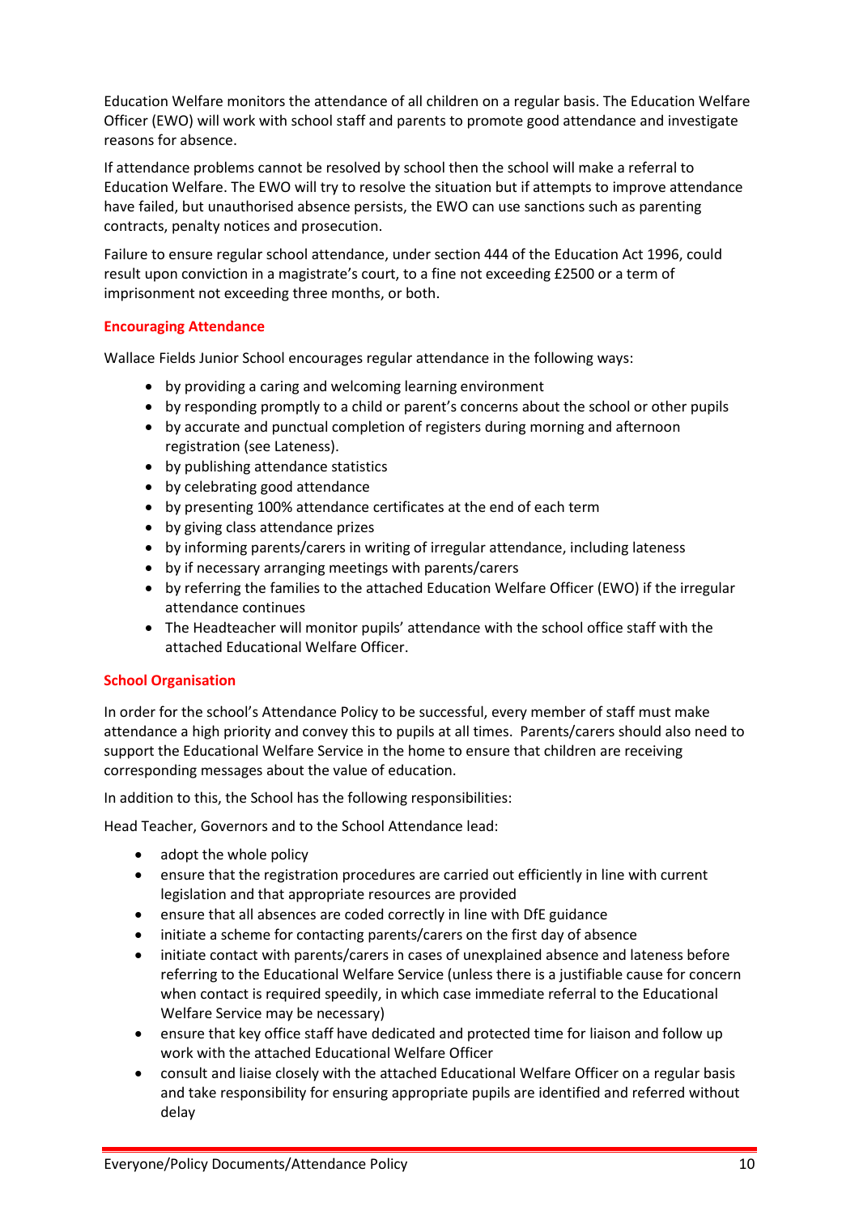Education Welfare monitors the attendance of all children on a regular basis. The Education Welfare Officer (EWO) will work with school staff and parents to promote good attendance and investigate reasons for absence.

If attendance problems cannot be resolved by school then the school will make a referral to Education Welfare. The EWO will try to resolve the situation but if attempts to improve attendance have failed, but unauthorised absence persists, the EWO can use sanctions such as parenting contracts, penalty notices and prosecution.

Failure to ensure regular school attendance, under section 444 of the Education Act 1996, could result upon conviction in a magistrate's court, to a fine not exceeding £2500 or a term of imprisonment not exceeding three months, or both.

### Encouraging Attendance

Wallace Fields Junior School encourages regular attendance in the following ways:

- by providing a caring and welcoming learning environment
- by responding promptly to a child or parent's concerns about the school or other pupils
- by accurate and punctual completion of registers during morning and afternoon registration (see Lateness).
- by publishing attendance statistics
- by celebrating good attendance
- by presenting 100% attendance certificates at the end of each term
- by giving class attendance prizes
- by informing parents/carers in writing of irregular attendance, including lateness
- by if necessary arranging meetings with parents/carers
- by referring the families to the attached Education Welfare Officer (EWO) if the irregular attendance continues
- The Headteacher will monitor pupils' attendance with the school office staff with the attached Educational Welfare Officer.

### School Organisation

In order for the school's Attendance Policy to be successful, every member of staff must make attendance a high priority and convey this to pupils at all times. Parents/carers should also need to support the Educational Welfare Service in the home to ensure that children are receiving corresponding messages about the value of education.

In addition to this, the School has the following responsibilities:

Head Teacher, Governors and to the School Attendance lead:

- adopt the whole policy
- ensure that the registration procedures are carried out efficiently in line with current legislation and that appropriate resources are provided
- ensure that all absences are coded correctly in line with DfE guidance
- initiate a scheme for contacting parents/carers on the first day of absence
- initiate contact with parents/carers in cases of unexplained absence and lateness before referring to the Educational Welfare Service (unless there is a justifiable cause for concern when contact is required speedily, in which case immediate referral to the Educational Welfare Service may be necessary)
- ensure that key office staff have dedicated and protected time for liaison and follow up work with the attached Educational Welfare Officer
- consult and liaise closely with the attached Educational Welfare Officer on a regular basis and take responsibility for ensuring appropriate pupils are identified and referred without delay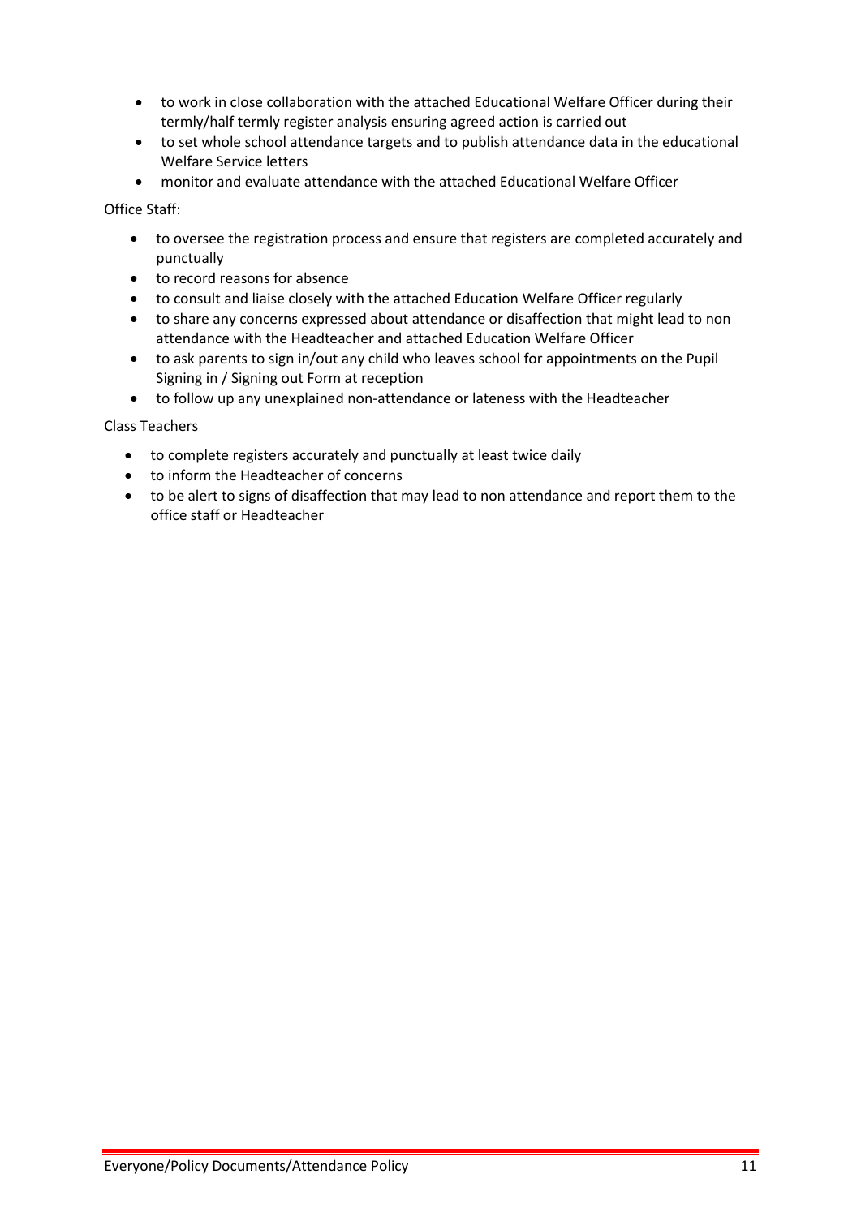- to work in close collaboration with the attached Educational Welfare Officer during their termly/half termly register analysis ensuring agreed action is carried out
- to set whole school attendance targets and to publish attendance data in the educational Welfare Service letters
- monitor and evaluate attendance with the attached Educational Welfare Officer

Office Staff:

- to oversee the registration process and ensure that registers are completed accurately and punctually
- to record reasons for absence
- to consult and liaise closely with the attached Education Welfare Officer regularly
- to share any concerns expressed about attendance or disaffection that might lead to non attendance with the Headteacher and attached Education Welfare Officer
- to ask parents to sign in/out any child who leaves school for appointments on the Pupil Signing in / Signing out Form at reception
- to follow up any unexplained non-attendance or lateness with the Headteacher

Class Teachers

- to complete registers accurately and punctually at least twice daily
- to inform the Headteacher of concerns
- to be alert to signs of disaffection that may lead to non attendance and report them to the office staff or Headteacher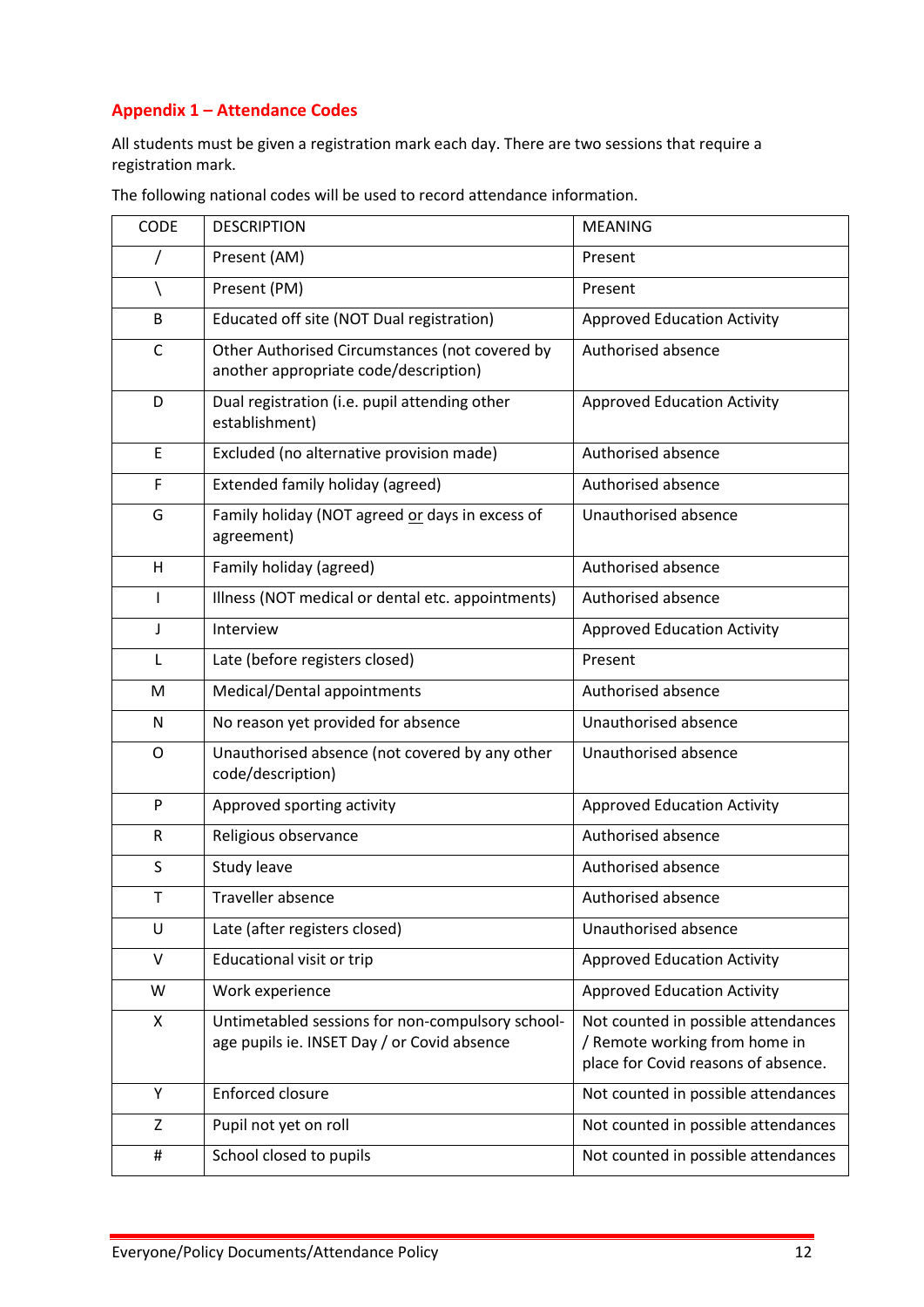## Appendix 1 – Attendance Codes

All students must be given a registration mark each day. There are two sessions that require a registration mark.

The following national codes will be used to record attendance information.

| CODE | DESCRIPTION | MEANING |
|---|---|---|
| / | Present (AM) | Present |
| \ | Present (PM) | Present |
| B | Educated off site (NOT Dual registration) | Approved Education Activity |
| C | Other Authorised Circumstances (not covered by another appropriate code/description) | Authorised absence |
| D | Dual registration (i.e. pupil attending other establishment) | Approved Education Activity |
| E | Excluded (no alternative provision made) | Authorised absence |
| F | Extended family holiday (agreed) | Authorised absence |
| G | Family holiday (NOT agreed or days in excess of agreement) | Unauthorised absence |
| H | Family holiday (agreed) | Authorised absence |
| I | Illness (NOT medical or dental etc. appointments) | Authorised absence |
| J | Interview | Approved Education Activity |
| L | Late (before registers closed) | Present |
| M | Medical/Dental appointments | Authorised absence |
| N | No reason yet provided for absence | Unauthorised absence |
| O | Unauthorised absence (not covered by any other code/description) | Unauthorised absence |
| P | Approved sporting activity | Approved Education Activity |
| R | Religious observance | Authorised absence |
| S | Study leave | Authorised absence |
| T | Traveller absence | Authorised absence |
| U | Late (after registers closed) | Unauthorised absence |
| V | Educational visit or trip | Approved Education Activity |
| W | Work experience | Approved Education Activity |
| X | Untimetabled sessions for non-compulsory school-age pupils ie. INSET Day / or Covid absence | Not counted in possible attendances / Remote working from home in place for Covid reasons of absence. |
| Y | Enforced closure | Not counted in possible attendances |
| Z | Pupil not yet on roll | Not counted in possible attendances |
| # | School closed to pupils | Not counted in possible attendances |